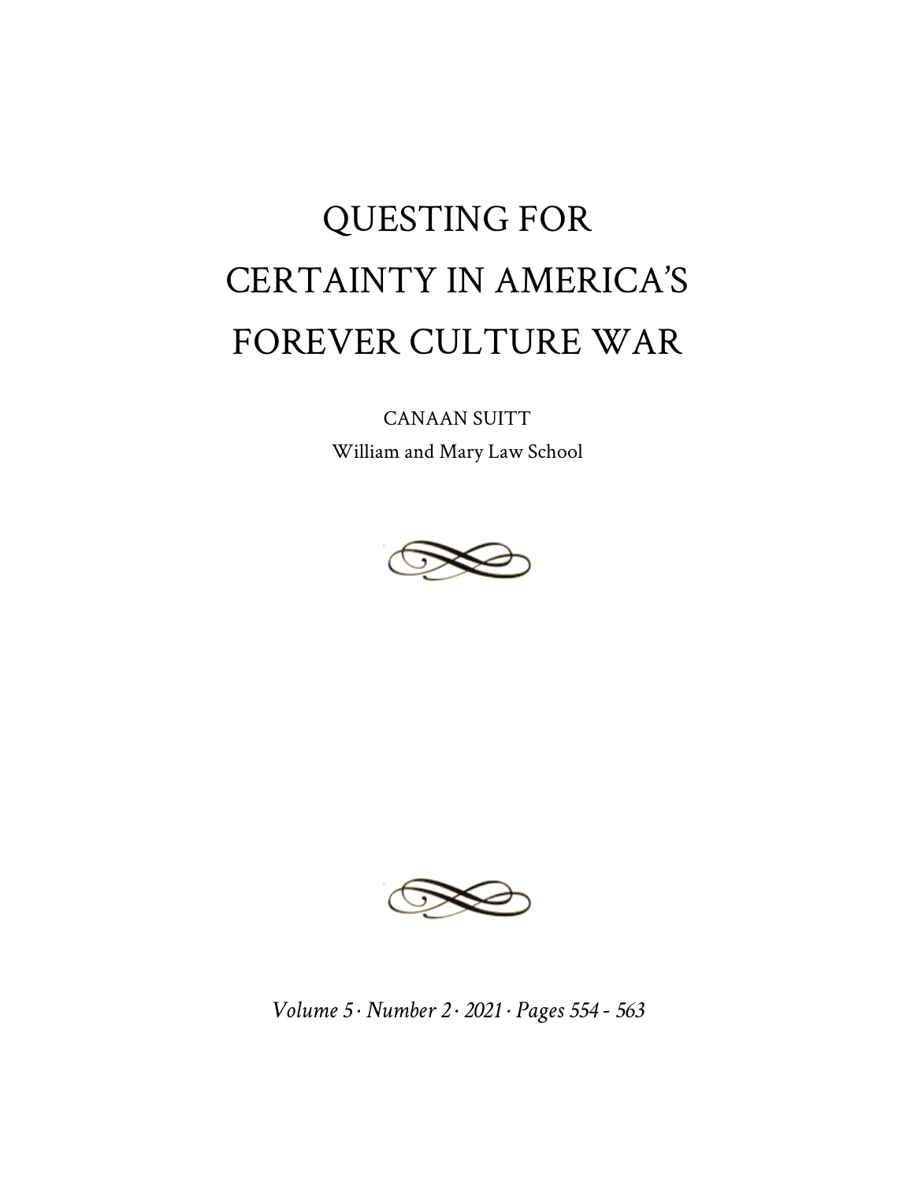# QUESTING FOR CERTAINTY IN AMERICA'S FOREVER CULTURE WAR

CANAAN SUITT

William and Mary Law School

*Volume 5 · Number 2 · 2021 · Pages 554 - 563*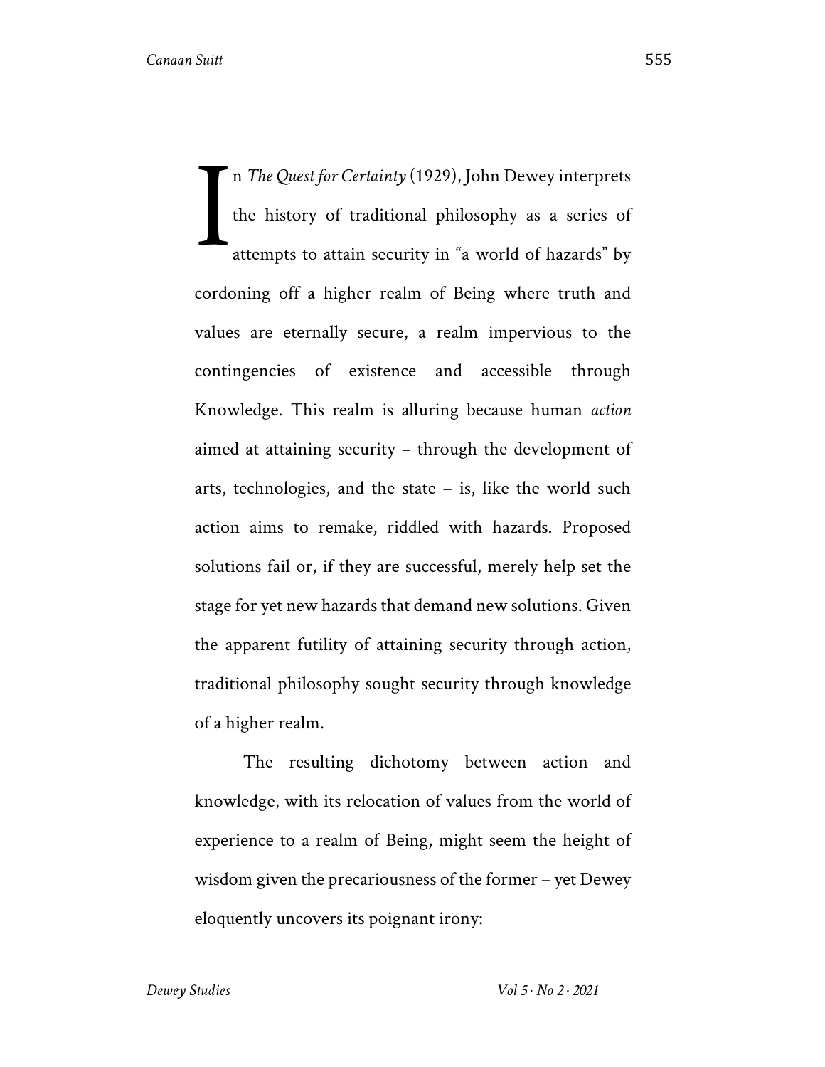In *The Quest for Certainty* (1929), John Dewey interprets the history of traditional philosophy as a series of attempts to attain security in "a world of hazards" by cordoning off a higher realm of Being where truth and values are eternally secure, a realm impervious to the contingencies of existence and accessible through Knowledge. This realm is alluring because human *action* aimed at attaining security – through the development of arts, technologies, and the state – is, like the world such action aims to remake, riddled with hazards. Proposed solutions fail or, if they are successful, merely help set the stage for yet new hazards that demand new solutions. Given the apparent futility of attaining security through action, traditional philosophy sought security through knowledge of a higher realm.

The resulting dichotomy between action and knowledge, with its relocation of values from the world of experience to a realm of Being, might seem the height of wisdom given the precariousness of the former – yet Dewey eloquently uncovers its poignant irony: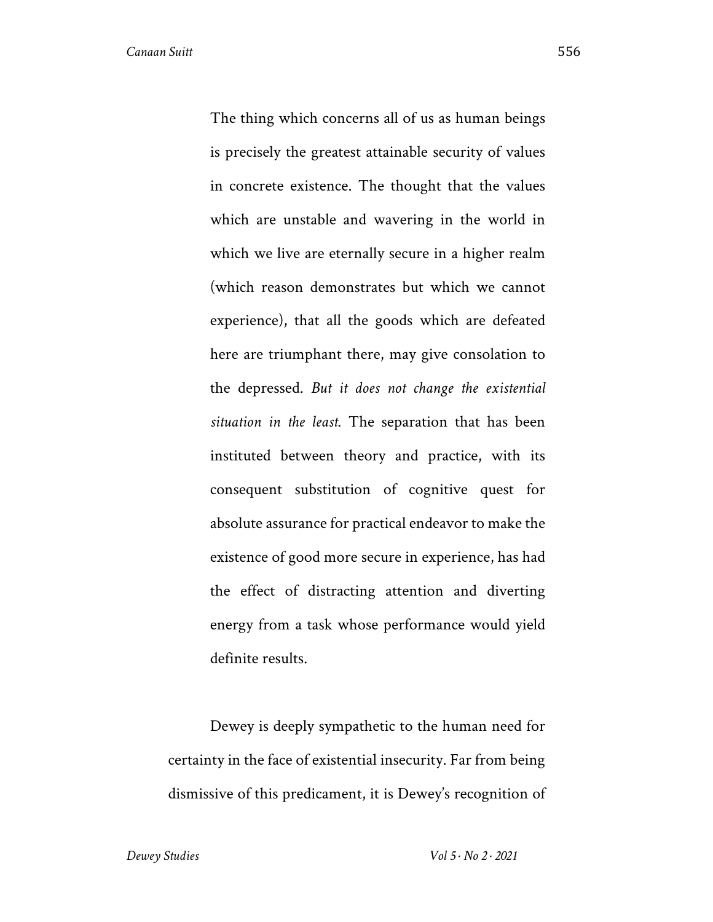> The thing which concerns all of us as human beings is precisely the greatest attainable security of values in concrete existence. The thought that the values which are unstable and wavering in the world in which we live are eternally secure in a higher realm (which reason demonstrates but which we cannot experience), that all the goods which are defeated here are triumphant there, may give consolation to the depressed. *But it does not change the existential situation in the least.* The separation that has been instituted between theory and practice, with its consequent substitution of cognitive quest for absolute assurance for practical endeavor to make the existence of good more secure in experience, has had the effect of distracting attention and diverting energy from a task whose performance would yield definite results.

Dewey is deeply sympathetic to the human need for certainty in the face of existential insecurity. Far from being dismissive of this predicament, it is Dewey's recognition of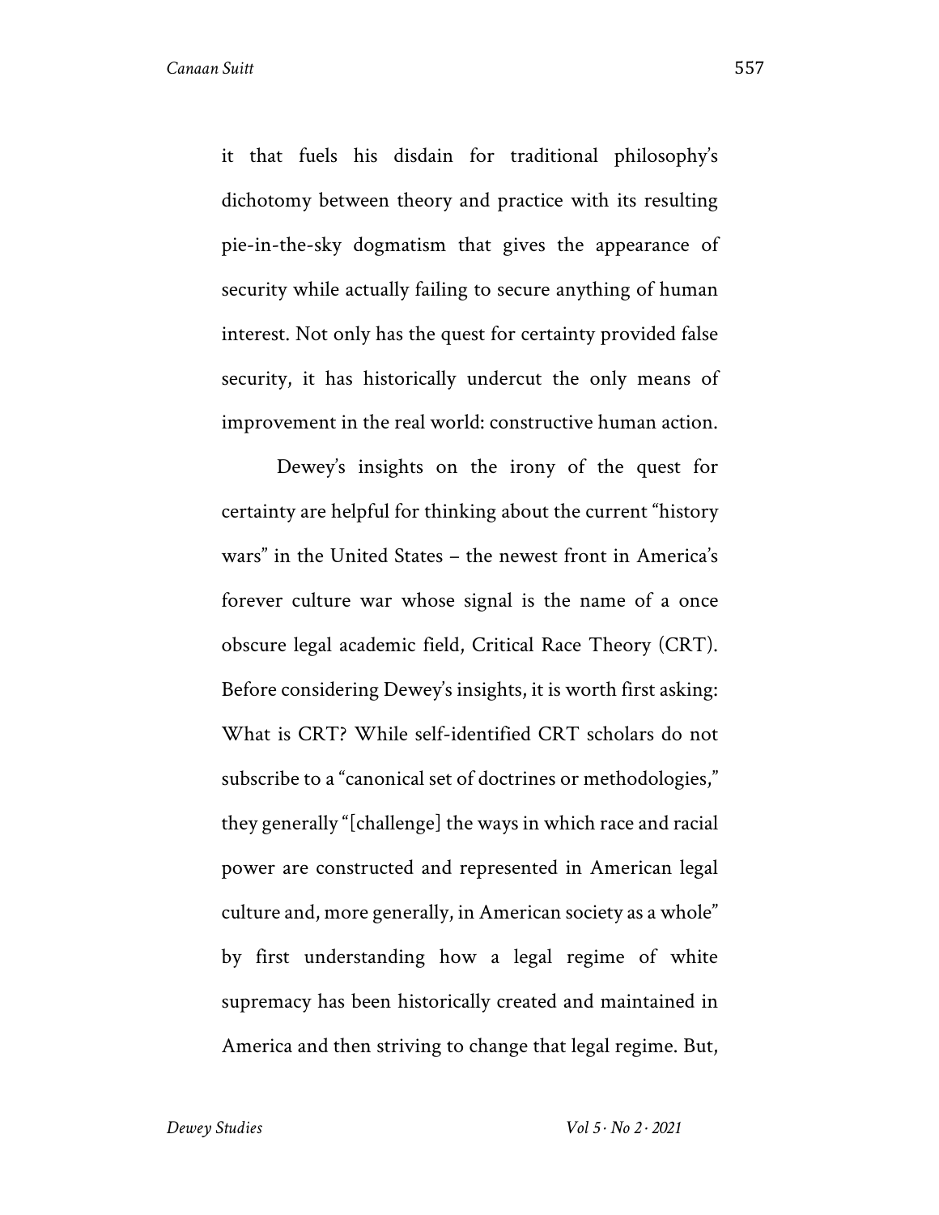it that fuels his disdain for traditional philosophy's dichotomy between theory and practice with its resulting pie-in-the-sky dogmatism that gives the appearance of security while actually failing to secure anything of human interest. Not only has the quest for certainty provided false security, it has historically undercut the only means of improvement in the real world: constructive human action.

Dewey's insights on the irony of the quest for certainty are helpful for thinking about the current "history wars" in the United States – the newest front in America's forever culture war whose signal is the name of a once obscure legal academic field, Critical Race Theory (CRT). Before considering Dewey's insights, it is worth first asking: What is CRT? While self-identified CRT scholars do not subscribe to a "canonical set of doctrines or methodologies," they generally "[challenge] the ways in which race and racial power are constructed and represented in American legal culture and, more generally, in American society as a whole" by first understanding how a legal regime of white supremacy has been historically created and maintained in America and then striving to change that legal regime. But,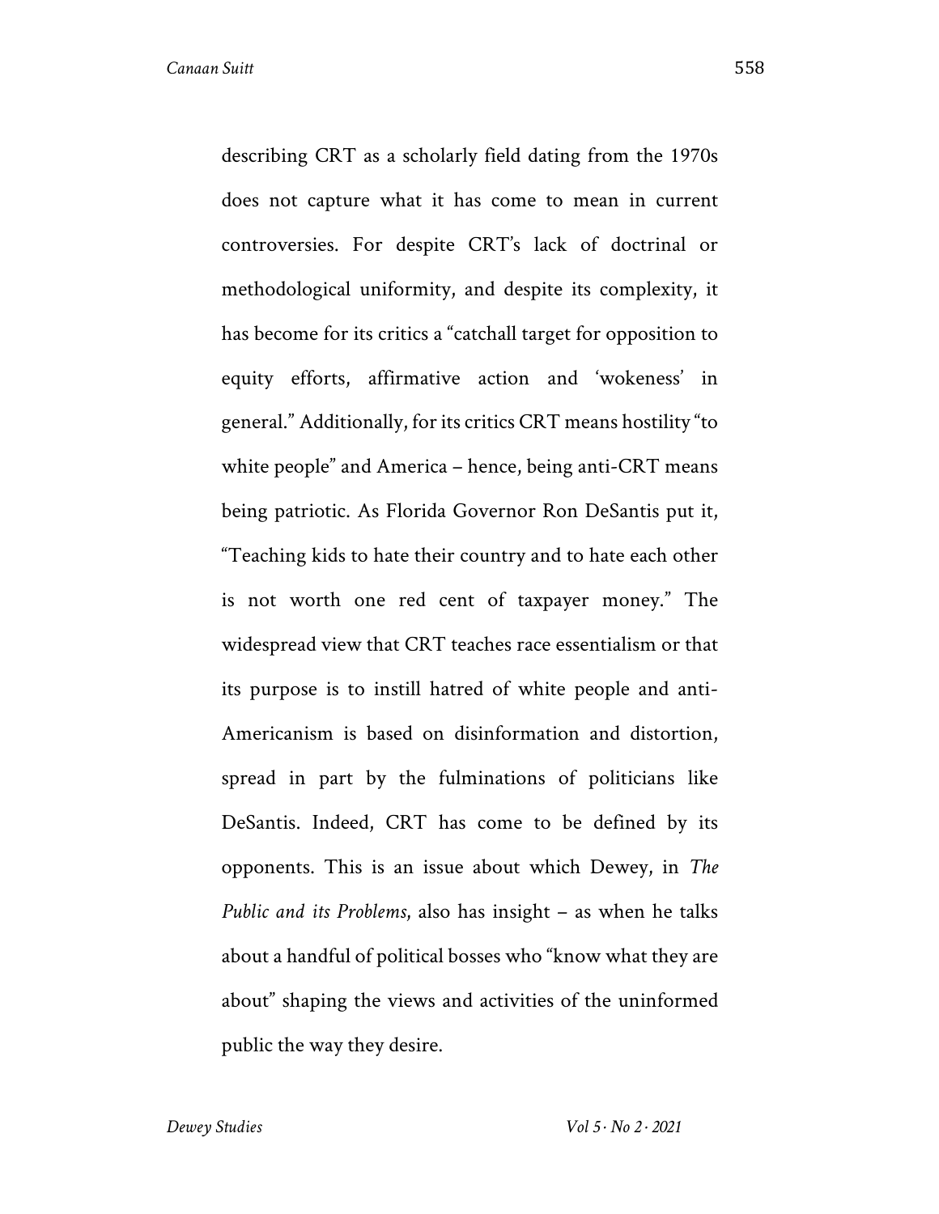describing CRT as a scholarly field dating from the 1970s does not capture what it has come to mean in current controversies. For despite CRT's lack of doctrinal or methodological uniformity, and despite its complexity, it has become for its critics a "catchall target for opposition to equity efforts, affirmative action and 'wokeness' in general." Additionally, for its critics CRT means hostility "to white people" and America – hence, being anti-CRT means being patriotic. As Florida Governor Ron DeSantis put it, "Teaching kids to hate their country and to hate each other is not worth one red cent of taxpayer money." The widespread view that CRT teaches race essentialism or that its purpose is to instill hatred of white people and anti-Americanism is based on disinformation and distortion, spread in part by the fulminations of politicians like DeSantis. Indeed, CRT has come to be defined by its opponents. This is an issue about which Dewey, in *The Public and its Problems*, also has insight – as when he talks about a handful of political bosses who "know what they are about" shaping the views and activities of the uninformed public the way they desire.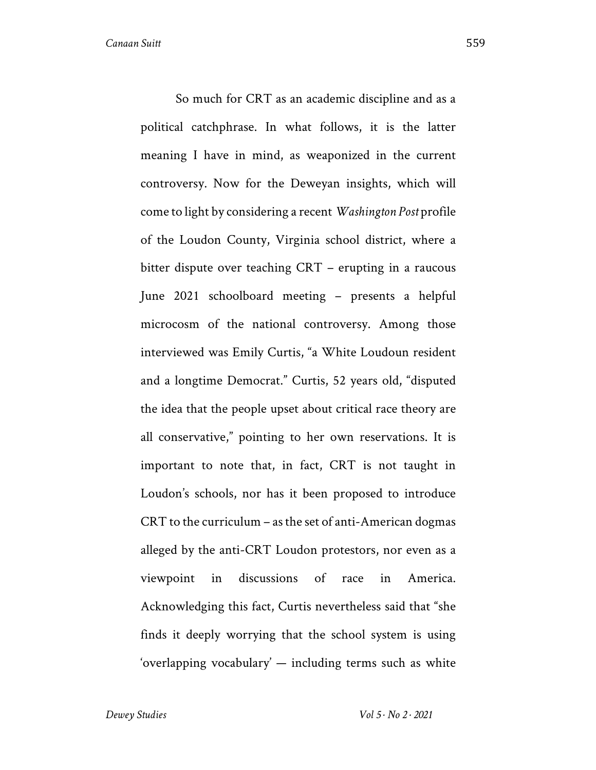So much for CRT as an academic discipline and as a political catchphrase. In what follows, it is the latter meaning I have in mind, as weaponized in the current controversy. Now for the Deweyan insights, which will come to light by considering a recent *Washington Post* profile of the Loudon County, Virginia school district, where a bitter dispute over teaching CRT – erupting in a raucous June 2021 schoolboard meeting – presents a helpful microcosm of the national controversy. Among those interviewed was Emily Curtis, "a White Loudoun resident and a longtime Democrat." Curtis, 52 years old, "disputed the idea that the people upset about critical race theory are all conservative," pointing to her own reservations. It is important to note that, in fact, CRT is not taught in Loudon's schools, nor has it been proposed to introduce CRT to the curriculum – as the set of anti-American dogmas alleged by the anti-CRT Loudon protestors, nor even as a viewpoint in discussions of race in America. Acknowledging this fact, Curtis nevertheless said that "she finds it deeply worrying that the school system is using 'overlapping vocabulary' — including terms such as white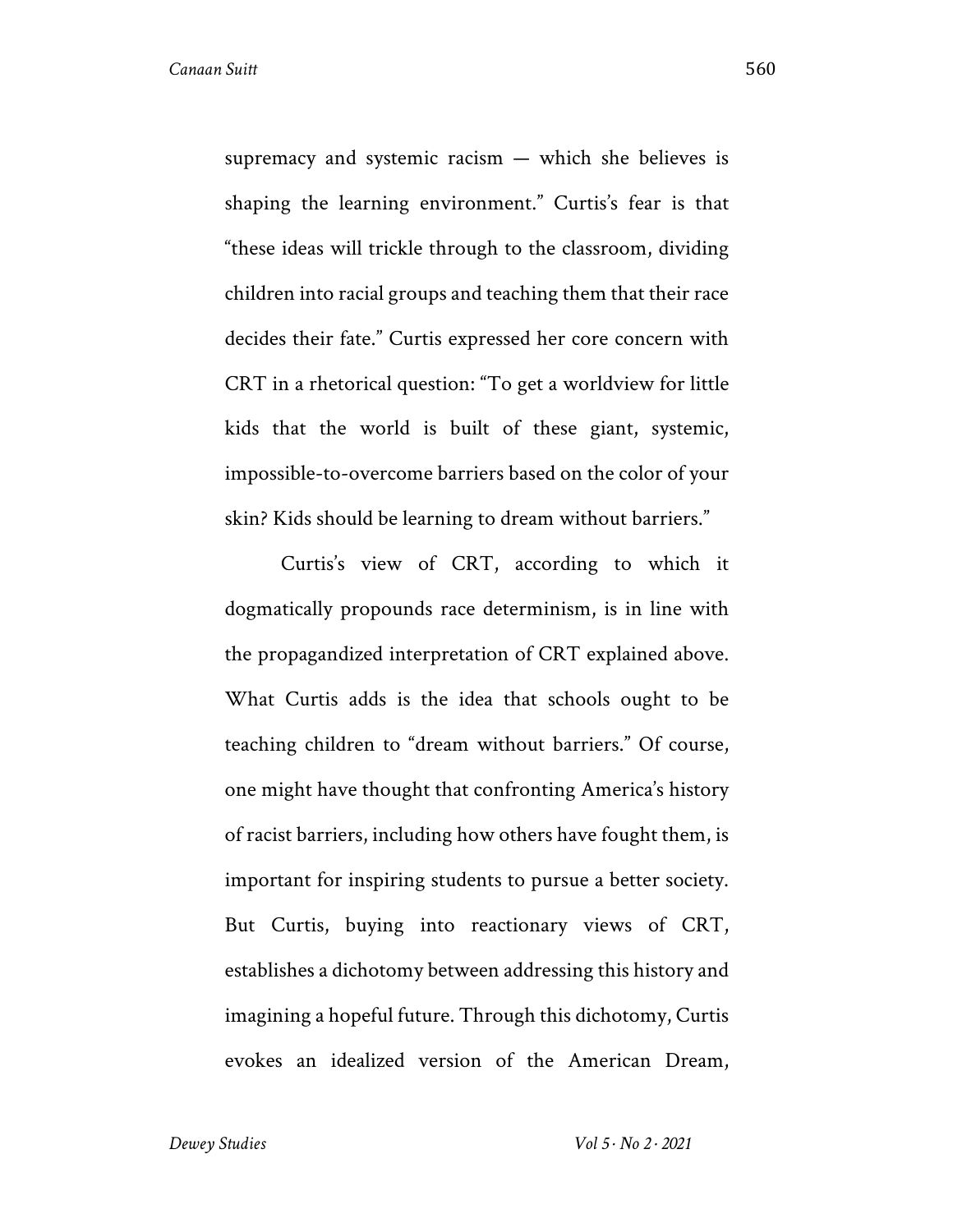supremacy and systemic racism — which she believes is shaping the learning environment." Curtis's fear is that "these ideas will trickle through to the classroom, dividing children into racial groups and teaching them that their race decides their fate." Curtis expressed her core concern with CRT in a rhetorical question: "To get a worldview for little kids that the world is built of these giant, systemic, impossible-to-overcome barriers based on the color of your skin? Kids should be learning to dream without barriers."

Curtis's view of CRT, according to which it dogmatically propounds race determinism, is in line with the propagandized interpretation of CRT explained above. What Curtis adds is the idea that schools ought to be teaching children to "dream without barriers." Of course, one might have thought that confronting America's history of racist barriers, including how others have fought them, is important for inspiring students to pursue a better society. But Curtis, buying into reactionary views of CRT, establishes a dichotomy between addressing this history and imagining a hopeful future. Through this dichotomy, Curtis evokes an idealized version of the American Dream,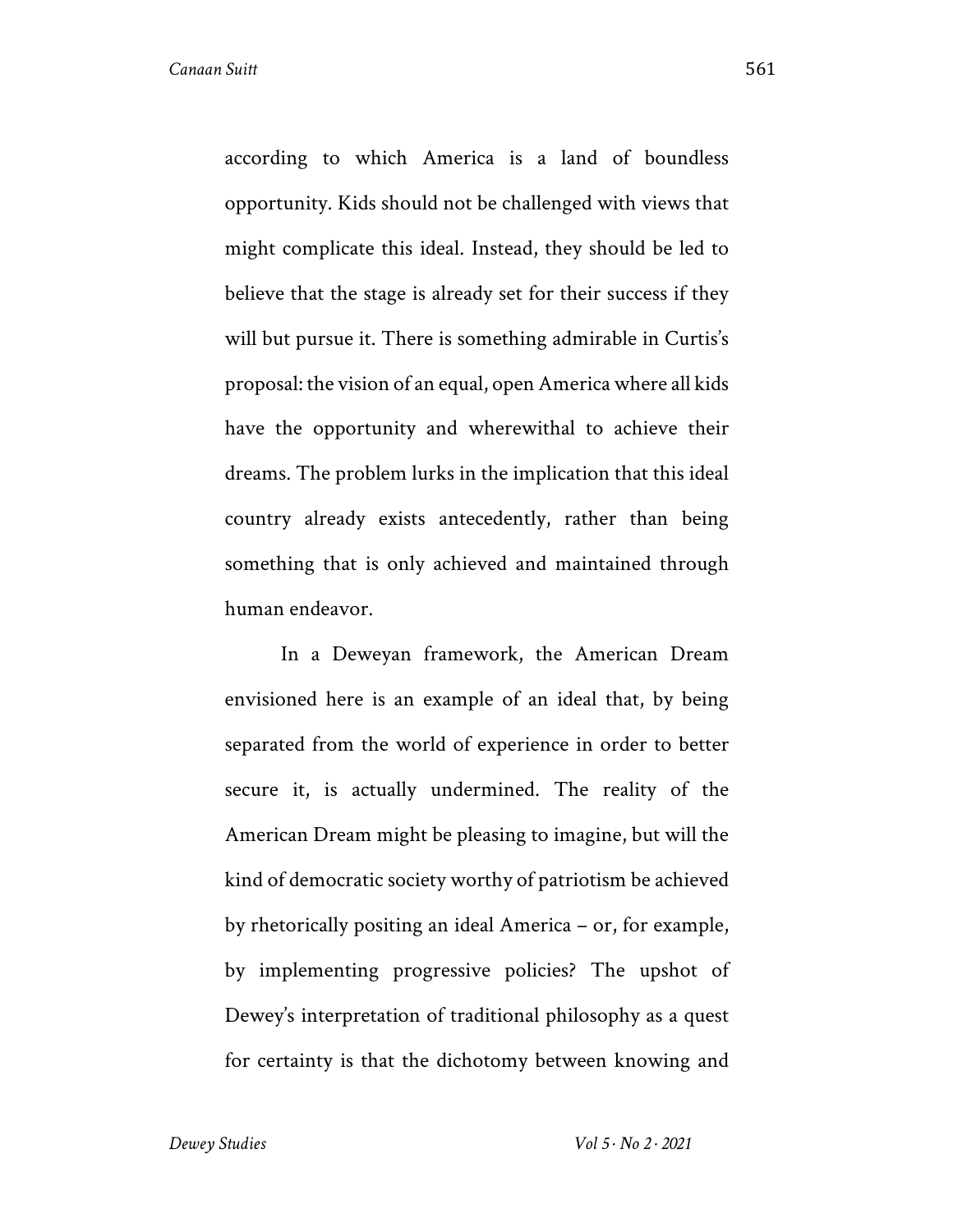according to which America is a land of boundless opportunity. Kids should not be challenged with views that might complicate this ideal. Instead, they should be led to believe that the stage is already set for their success if they will but pursue it. There is something admirable in Curtis's proposal: the vision of an equal, open America where all kids have the opportunity and wherewithal to achieve their dreams. The problem lurks in the implication that this ideal country already exists antecedently, rather than being something that is only achieved and maintained through human endeavor.

In a Deweyan framework, the American Dream envisioned here is an example of an ideal that, by being separated from the world of experience in order to better secure it, is actually undermined. The reality of the American Dream might be pleasing to imagine, but will the kind of democratic society worthy of patriotism be achieved by rhetorically positing an ideal America – or, for example, by implementing progressive policies? The upshot of Dewey's interpretation of traditional philosophy as a quest for certainty is that the dichotomy between knowing and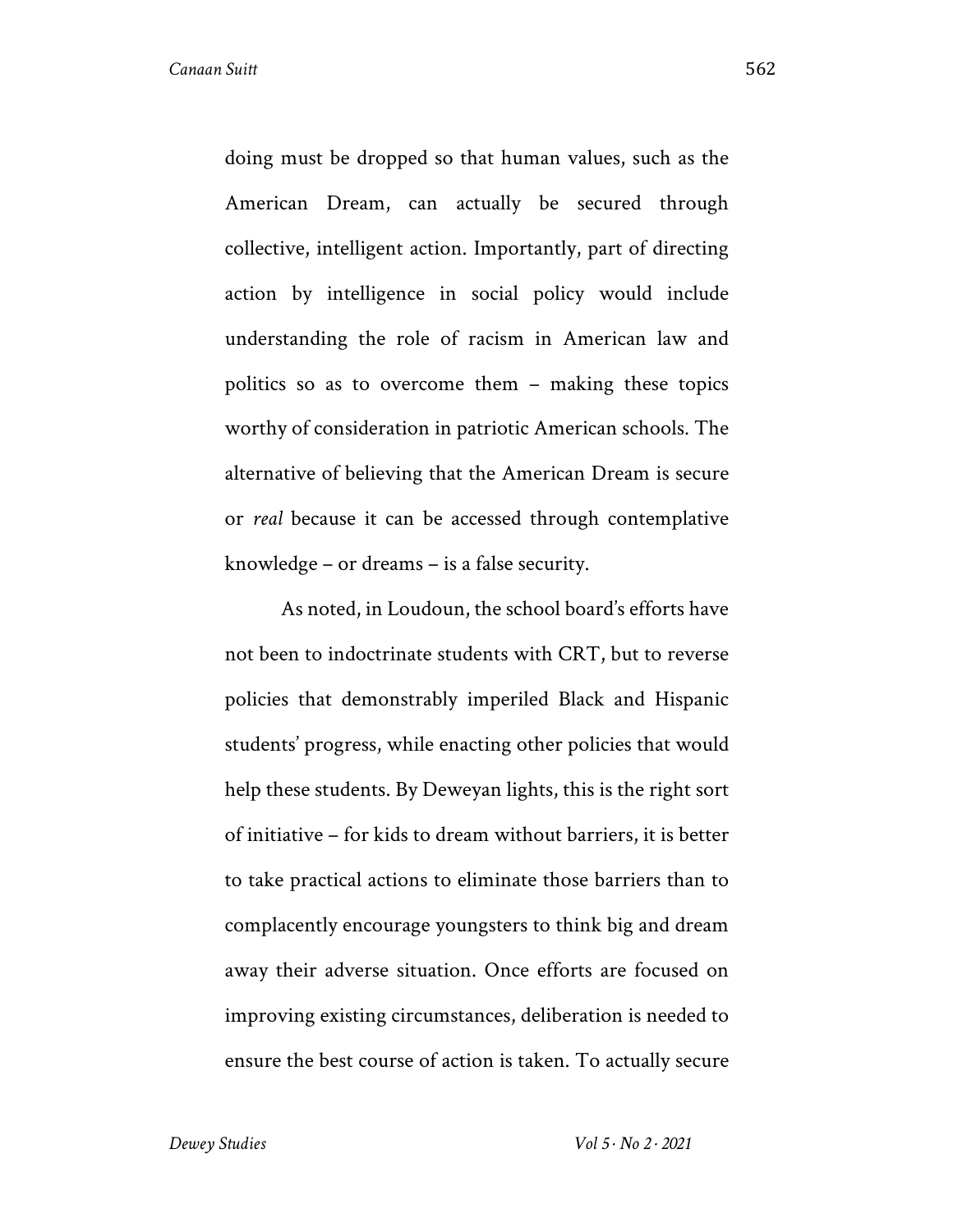doing must be dropped so that human values, such as the American Dream, can actually be secured through collective, intelligent action. Importantly, part of directing action by intelligence in social policy would include understanding the role of racism in American law and politics so as to overcome them – making these topics worthy of consideration in patriotic American schools. The alternative of believing that the American Dream is secure or *real* because it can be accessed through contemplative knowledge – or dreams – is a false security.

As noted, in Loudoun, the school board's efforts have not been to indoctrinate students with CRT, but to reverse policies that demonstrably imperiled Black and Hispanic students' progress, while enacting other policies that would help these students. By Deweyan lights, this is the right sort of initiative – for kids to dream without barriers, it is better to take practical actions to eliminate those barriers than to complacently encourage youngsters to think big and dream away their adverse situation. Once efforts are focused on improving existing circumstances, deliberation is needed to ensure the best course of action is taken. To actually secure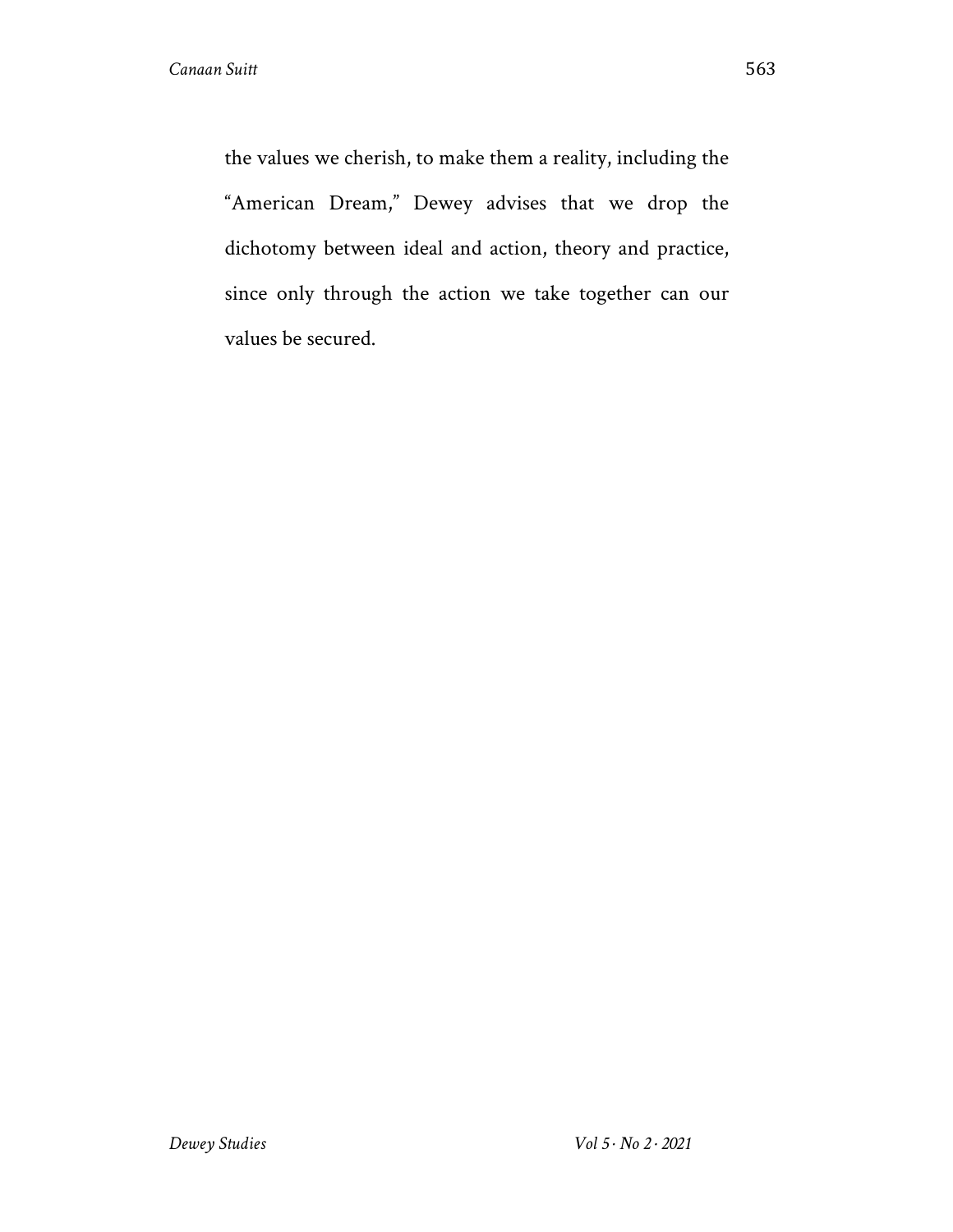the values we cherish, to make them a reality, including the "American Dream," Dewey advises that we drop the dichotomy between ideal and action, theory and practice, since only through the action we take together can our values be secured.